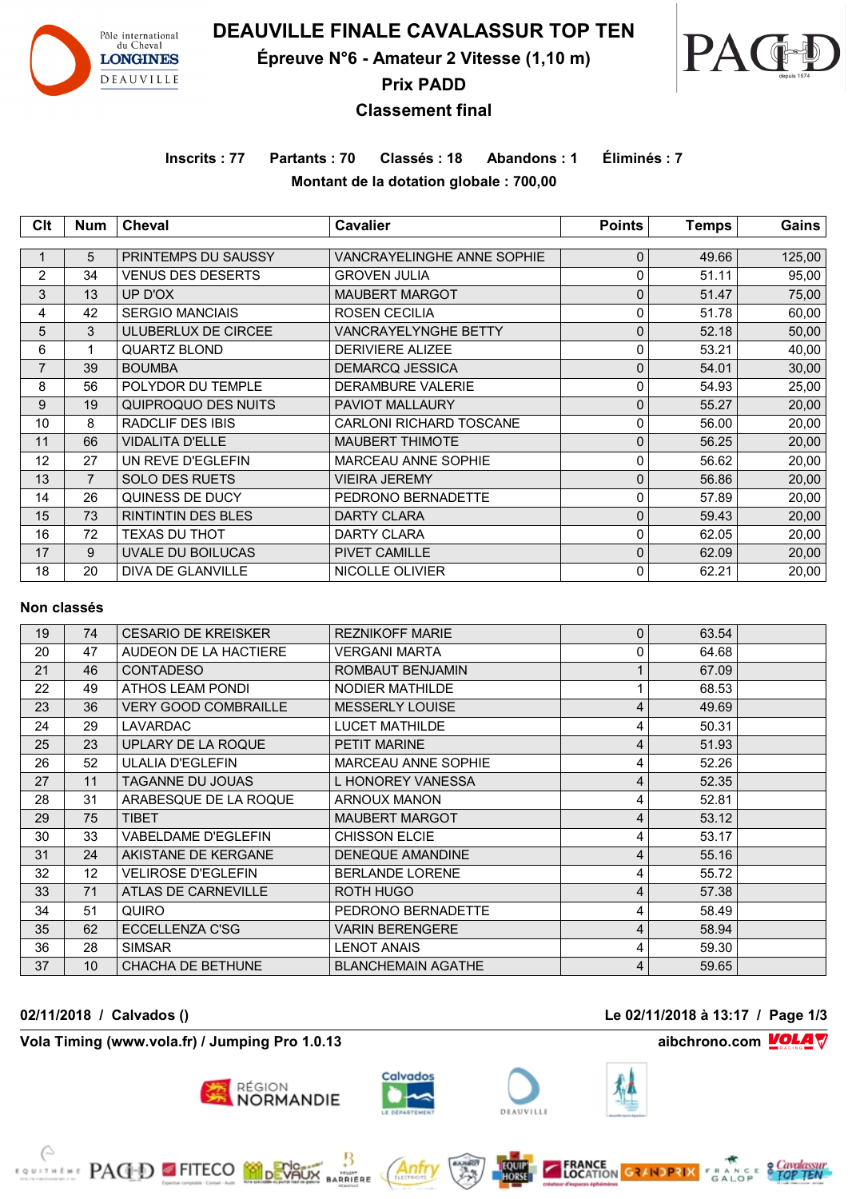# DEAUVILLE FINALE CAVALASSUR TOP TEN

## Épreuve N°6 - Amateur 2 Vitesse (1,10 m)

## Prix PADD

## Classement final

**Inscrits : 77   Partants : 70   Classés : 18   Abandons : 1   Éliminés : 7**

**Montant de la dotation globale : 700,00**

| Clt | Num | Cheval | Cavalier | Points | Temps | Gains |
|---|---|---|---|---|---|---|
| 1 | 5 | PRINTEMPS DU SAUSSY | VANCRAYELINGHE ANNE SOPHIE | 0 | 49.66 | 125,00 |
| 2 | 34 | VENUS DES DESERTS | GROVEN JULIA | 0 | 51.11 | 95,00 |
| 3 | 13 | UP D'OX | MAUBERT MARGOT | 0 | 51.47 | 75,00 |
| 4 | 42 | SERGIO MANCIAIS | ROSEN CECILIA | 0 | 51.78 | 60,00 |
| 5 | 3 | ULUBERLUX DE CIRCEE | VANCRAYELYNGHE BETTY | 0 | 52.18 | 50,00 |
| 6 | 1 | QUARTZ BLOND | DERIVIERE ALIZEE | 0 | 53.21 | 40,00 |
| 7 | 39 | BOUMBA | DEMARCQ JESSICA | 0 | 54.01 | 30,00 |
| 8 | 56 | POLYDOR DU TEMPLE | DERAMBURE VALERIE | 0 | 54.93 | 25,00 |
| 9 | 19 | QUIPROQUO DES NUITS | PAVIOT MALLAURY | 0 | 55.27 | 20,00 |
| 10 | 8 | RADCLIF DES IBIS | CARLONI RICHARD TOSCANE | 0 | 56.00 | 20,00 |
| 11 | 66 | VIDALITA D'ELLE | MAUBERT THIMOTE | 0 | 56.25 | 20,00 |
| 12 | 27 | UN REVE D'EGLEFIN | MARCEAU ANNE SOPHIE | 0 | 56.62 | 20,00 |
| 13 | 7 | SOLO DES RUETS | VIEIRA JEREMY | 0 | 56.86 | 20,00 |
| 14 | 26 | QUINESS DE DUCY | PEDRONO BERNADETTE | 0 | 57.89 | 20,00 |
| 15 | 73 | RINTINTIN DES BLES | DARTY CLARA | 0 | 59.43 | 20,00 |
| 16 | 72 | TEXAS DU THOT | DARTY CLARA | 0 | 62.05 | 20,00 |
| 17 | 9 | UVALE DU BOILUCAS | PIVET CAMILLE | 0 | 62.09 | 20,00 |
| 18 | 20 | DIVA DE GLANVILLE | NICOLLE OLIVIER | 0 | 62.21 | 20,00 |

**Non classés**

| Clt | Num | Cheval | Cavalier | Points | Temps | Gains |
|---|---|---|---|---|---|---|
| 19 | 74 | CESARIO DE KREISKER | REZNIKOFF MARIE | 0 | 63.54 | |
| 20 | 47 | AUDEON DE LA HACTIERE | VERGANI MARTA | 0 | 64.68 | |
| 21 | 46 | CONTADESO | ROMBAUT BENJAMIN | 1 | 67.09 | |
| 22 | 49 | ATHOS LEAM PONDI | NODIER MATHILDE | 1 | 68.53 | |
| 23 | 36 | VERY GOOD COMBRAILLE | MESSERLY LOUISE | 4 | 49.69 | |
| 24 | 29 | LAVARDAC | LUCET MATHILDE | 4 | 50.31 | |
| 25 | 23 | UPLARY DE LA ROQUE | PETIT MARINE | 4 | 51.93 | |
| 26 | 52 | ULALIA D'EGLEFIN | MARCEAU ANNE SOPHIE | 4 | 52.26 | |
| 27 | 11 | TAGANNE DU JOUAS | L HONOREY VANESSA | 4 | 52.35 | |
| 28 | 31 | ARABESQUE DE LA ROQUE | ARNOUX MANON | 4 | 52.81 | |
| 29 | 75 | TIBET | MAUBERT MARGOT | 4 | 53.12 | |
| 30 | 33 | VABELDAME D'EGLEFIN | CHISSON ELCIE | 4 | 53.17 | |
| 31 | 24 | AKISTANE DE KERGANE | DENEQUE AMANDINE | 4 | 55.16 | |
| 32 | 12 | VELIROSE D'EGLEFIN | BERLANDE LORENE | 4 | 55.72 | |
| 33 | 71 | ATLAS DE CARNEVILLE | ROTH HUGO | 4 | 57.38 | |
| 34 | 51 | QUIRO | PEDRONO BERNADETTE | 4 | 58.49 | |
| 35 | 62 | ECCELLENZA C'SG | VARIN BERENGERE | 4 | 58.94 | |
| 36 | 28 | SIMSAR | LENOT ANAIS | 4 | 59.30 | |
| 37 | 10 | CHACHA DE BETHUNE | BLANCHEMAIN AGATHE | 4 | 59.65 | |

**02/11/2018 / Calvados ()**   **Le 02/11/2018 à 13:17**

**Vola Timing (www.vola.fr) / Jumping Pro 1.0.13**   **aibchrono.com**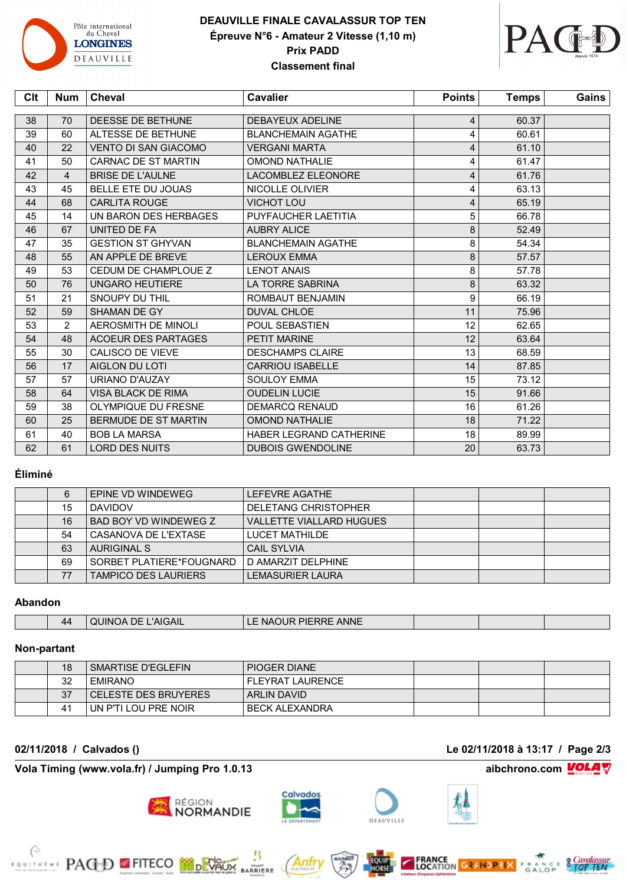# DEAUVILLE FINALE CAVALASSUR TOP TEN

## Épreuve N°6 - Amateur 2 Vitesse (1,10 m)

## Prix PADD

## Classement final

| Clt | Num | Cheval | Cavalier | Points | Temps | Gains |
|---|---|---|---|---|---|---|
| 38 | 70 | DEESSE DE BETHUNE | DEBAYEUX ADELINE | 4 | 60.37 | |
| 39 | 60 | ALTESSE DE BETHUNE | BLANCHEMAIN AGATHE | 4 | 60.61 | |
| 40 | 22 | VENTO DI SAN GIACOMO | VERGANI MARTA | 4 | 61.10 | |
| 41 | 50 | CARNAC DE ST MARTIN | OMOND NATHALIE | 4 | 61.47 | |
| 42 | 4 | BRISE DE L'AULNE | LACOMBLEZ ELEONORE | 4 | 61.76 | |
| 43 | 45 | BELLE ETE DU JOUAS | NICOLLE OLIVIER | 4 | 63.13 | |
| 44 | 68 | CARLITA ROUGE | VICHOT LOU | 4 | 65.19 | |
| 45 | 14 | UN BARON DES HERBAGES | PUYFAUCHER LAETITIA | 5 | 66.78 | |
| 46 | 67 | UNITED DE FA | AUBRY ALICE | 8 | 52.49 | |
| 47 | 35 | GESTION ST GHYVAN | BLANCHEMAIN AGATHE | 8 | 54.34 | |
| 48 | 55 | AN APPLE DE BREVE | LEROUX EMMA | 8 | 57.57 | |
| 49 | 53 | CEDUM DE CHAMPLOUE Z | LENOT ANAIS | 8 | 57.78 | |
| 50 | 76 | UNGARO HEUTIERE | LA TORRE SABRINA | 8 | 63.32 | |
| 51 | 21 | SNOUPY DU THIL | ROMBAUT BENJAMIN | 9 | 66.19 | |
| 52 | 59 | SHAMAN DE GY | DUVAL CHLOE | 11 | 75.96 | |
| 53 | 2 | AEROSMITH DE MINOLI | POUL SEBASTIEN | 12 | 62.65 | |
| 54 | 48 | ACOEUR DES PARTAGES | PETIT MARINE | 12 | 63.64 | |
| 55 | 30 | CALISCO DE VIEVE | DESCHAMPS CLAIRE | 13 | 68.59 | |
| 56 | 17 | AIGLON DU LOTI | CARRIOU ISABELLE | 14 | 87.85 | |
| 57 | 57 | URIANO D'AUZAY | SOULOY EMMA | 15 | 73.12 | |
| 58 | 64 | VISA BLACK DE RIMA | OUDELIN LUCIE | 15 | 91.66 | |
| 59 | 38 | OLYMPIQUE DU FRESNE | DEMARCQ RENAUD | 16 | 61.26 | |
| 60 | 25 | BERMUDE DE ST MARTIN | OMOND NATHALIE | 18 | 71.22 | |
| 61 | 40 | BOB LA MARSA | HABER LEGRAND CATHERINE | 18 | 89.99 | |
| 62 | 61 | LORD DES NUITS | DUBOIS GWENDOLINE | 20 | 63.73 | |

### Éliminé

| Clt | Num | Cheval | Cavalier | Points | Temps | Gains |
|---|---|---|---|---|---|---|
| | 6 | EPINE VD WINDEWEG | LEFEVRE AGATHE | | | |
| | 15 | DAVIDOV | DELETANG CHRISTOPHER | | | |
| | 16 | BAD BOY VD WINDEWEG Z | VALLETTE VIALLARD HUGUES | | | |
| | 54 | CASANOVA DE L'EXTASE | LUCET MATHILDE | | | |
| | 63 | AURIGINAL S | CAIL SYLVIA | | | |
| | 69 | SORBET PLATIERE*FOUGNARD | D AMARZIT DELPHINE | | | |
| | 77 | TAMPICO DES LAURIERS | LEMASURIER LAURA | | | |

### Abandon

| Clt | Num | Cheval | Cavalier | Points | Temps | Gains |
|---|---|---|---|---|---|---|
| | 44 | QUINOA DE L'AIGAIL | LE NAOUR PIERRE ANNE | | | |

### Non-partant

| Clt | Num | Cheval | Cavalier | Points | Temps | Gains |
|---|---|---|---|---|---|---|
| | 18 | SMARTISE D'EGLEFIN | PIOGER DIANE | | | |
| | 32 | EMIRANO | FLEYRAT LAURENCE | | | |
| | 37 | CELESTE DES BRUYERES | ARLIN DAVID | | | |
| | 41 | UN P'TI LOU PRE NOIR | BECK ALEXANDRA | | | |

**02/11/2018 / Calvados ()** — **Le 02/11/2018 à 13:17**

**Vola Timing (www.vola.fr) / Jumping Pro 1.0.13** — **aibchrono.com**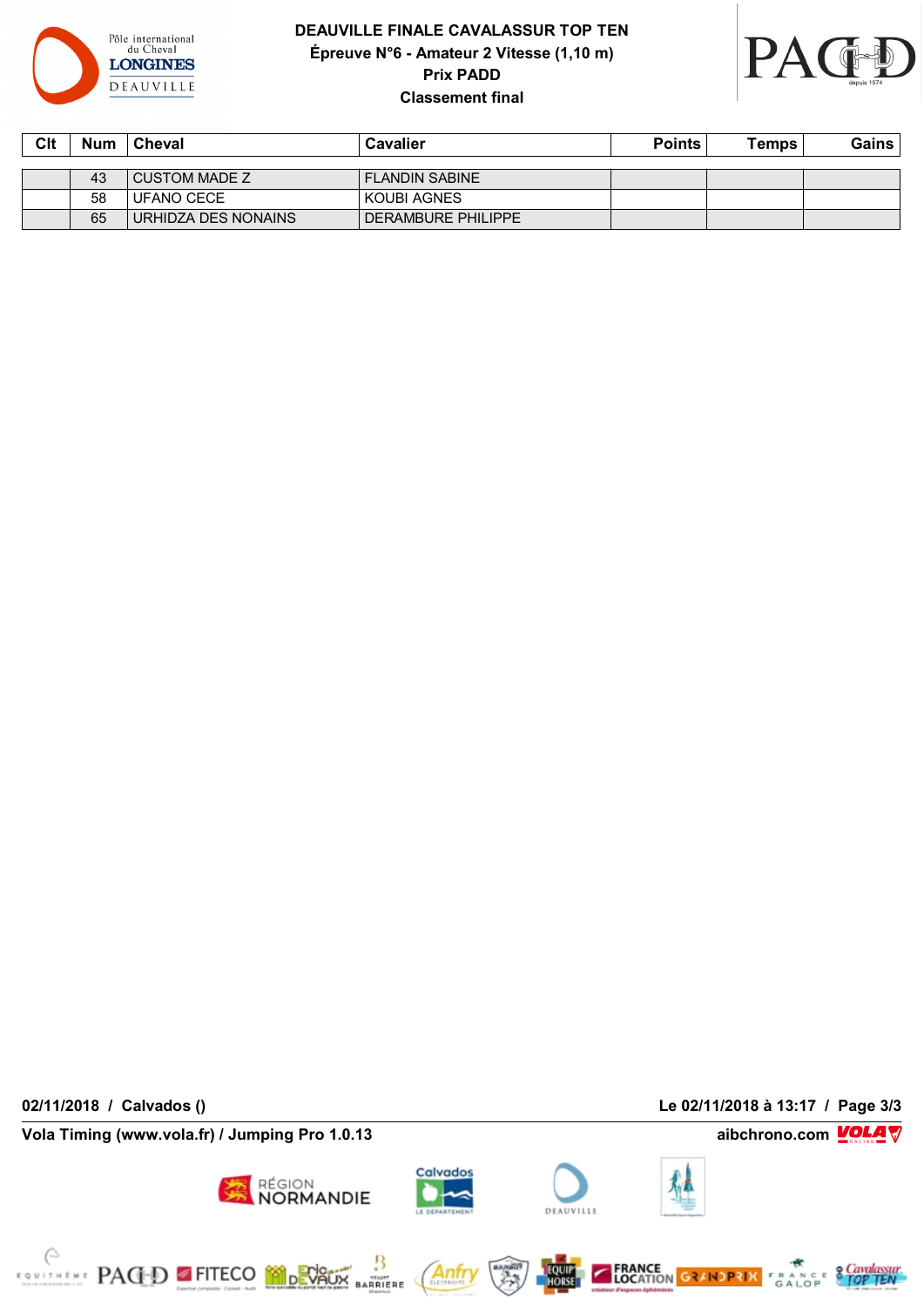**DEAUVILLE FINALE CAVALASSUR TOP TEN**

**Épreuve N°6 - Amateur 2 Vitesse (1,10 m)**

**Prix PADD**

**Classement final**

| Clt | Num | Cheval | Cavalier | Points | Temps | Gains |
|---|---|---|---|---|---|---|
| | 43 | CUSTOM MADE Z | FLANDIN SABINE | | | |
| | 58 | UFANO CECE | KOUBI AGNES | | | |
| | 65 | URHIDZA DES NONAINS | DERAMBURE PHILIPPE | | | |

**02/11/2018 / Calvados ()**

**Le 02/11/2018 à 13:17**

**Vola Timing (www.vola.fr) / Jumping Pro 1.0.13**

**aibchrono.com**